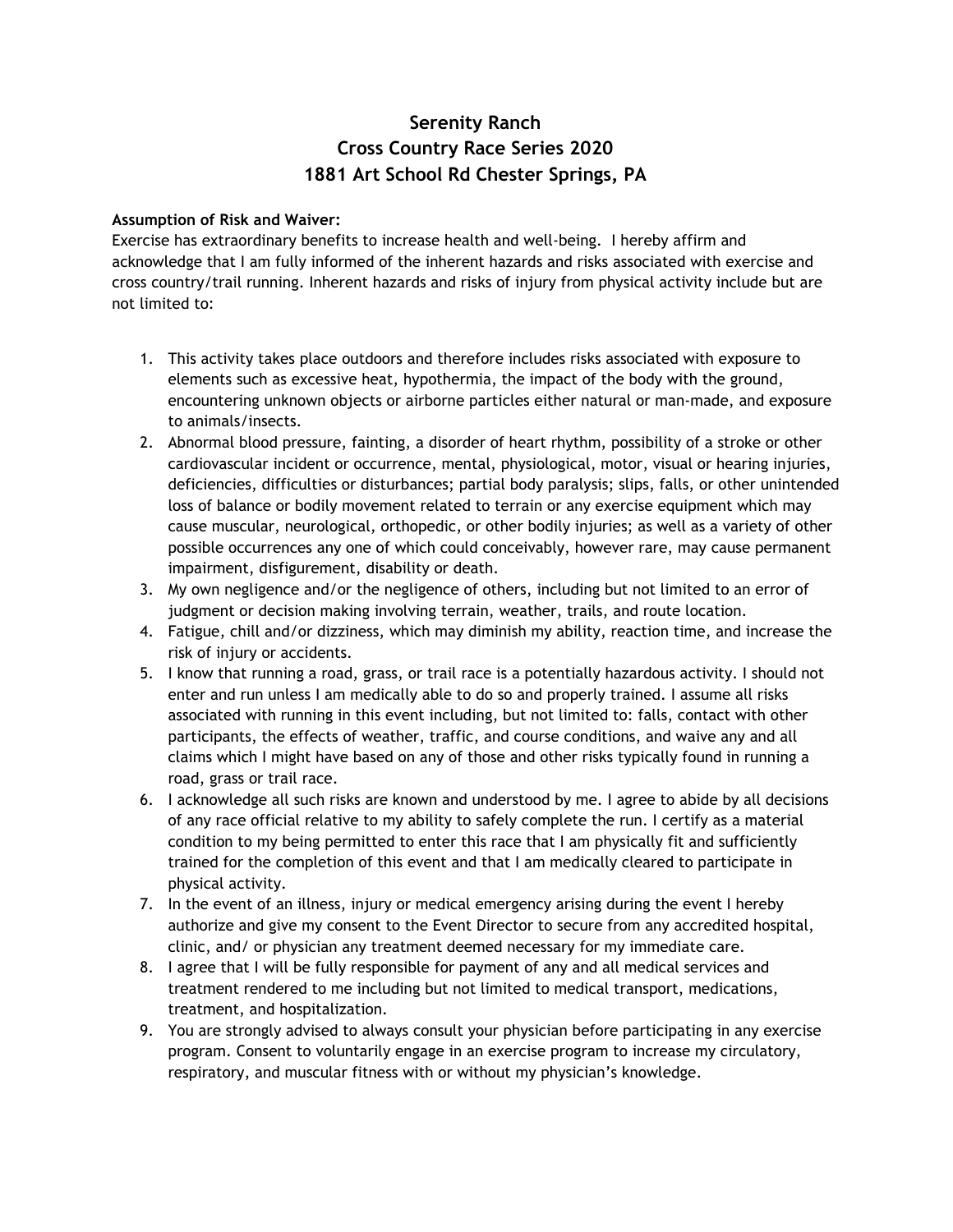# Serenity Ranch
# Cross Country Race Series 2020
# 1881 Art School Rd Chester Springs, PA

**Assumption of Risk and Waiver:**
Exercise has extraordinary benefits to increase health and well-being. I hereby affirm and acknowledge that I am fully informed of the inherent hazards and risks associated with exercise and cross country/trail running. Inherent hazards and risks of injury from physical activity include but are not limited to:

1. This activity takes place outdoors and therefore includes risks associated with exposure to elements such as excessive heat, hypothermia, the impact of the body with the ground, encountering unknown objects or airborne particles either natural or man-made, and exposure to animals/insects.
2. Abnormal blood pressure, fainting, a disorder of heart rhythm, possibility of a stroke or other cardiovascular incident or occurrence, mental, physiological, motor, visual or hearing injuries, deficiencies, difficulties or disturbances; partial body paralysis; slips, falls, or other unintended loss of balance or bodily movement related to terrain or any exercise equipment which may cause muscular, neurological, orthopedic, or other bodily injuries; as well as a variety of other possible occurrences any one of which could conceivably, however rare, may cause permanent impairment, disfigurement, disability or death.
3. My own negligence and/or the negligence of others, including but not limited to an error of judgment or decision making involving terrain, weather, trails, and route location.
4. Fatigue, chill and/or dizziness, which may diminish my ability, reaction time, and increase the risk of injury or accidents.
5. I know that running a road, grass, or trail race is a potentially hazardous activity. I should not enter and run unless I am medically able to do so and properly trained. I assume all risks associated with running in this event including, but not limited to: falls, contact with other participants, the effects of weather, traffic, and course conditions, and waive any and all claims which I might have based on any of those and other risks typically found in running a road, grass or trail race.
6. I acknowledge all such risks are known and understood by me. I agree to abide by all decisions of any race official relative to my ability to safely complete the run. I certify as a material condition to my being permitted to enter this race that I am physically fit and sufficiently trained for the completion of this event and that I am medically cleared to participate in physical activity.
7. In the event of an illness, injury or medical emergency arising during the event I hereby authorize and give my consent to the Event Director to secure from any accredited hospital, clinic, and/ or physician any treatment deemed necessary for my immediate care.
8. I agree that I will be fully responsible for payment of any and all medical services and treatment rendered to me including but not limited to medical transport, medications, treatment, and hospitalization.
9. You are strongly advised to always consult your physician before participating in any exercise program. Consent to voluntarily engage in an exercise program to increase my circulatory, respiratory, and muscular fitness with or without my physician's knowledge.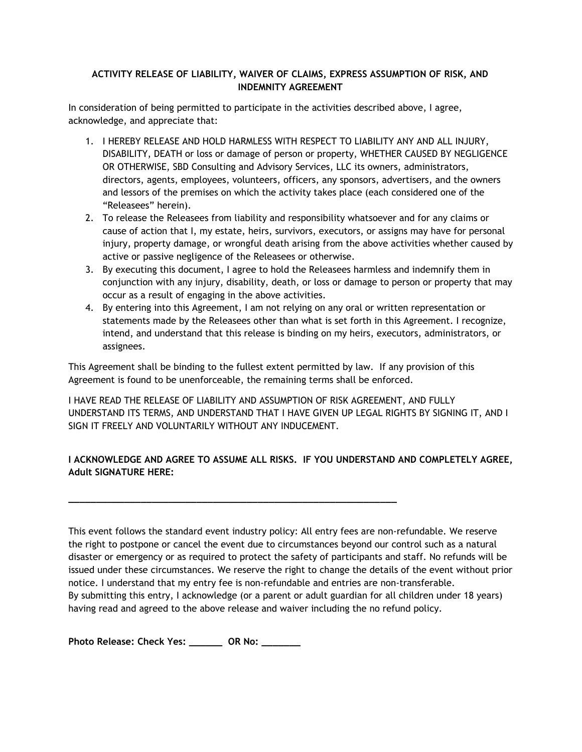**ACTIVITY RELEASE OF LIABILITY, WAIVER OF CLAIMS, EXPRESS ASSUMPTION OF RISK, AND INDEMNITY AGREEMENT**

In consideration of being permitted to participate in the activities described above, I agree, acknowledge, and appreciate that:

1. I HEREBY RELEASE AND HOLD HARMLESS WITH RESPECT TO LIABILITY ANY AND ALL INJURY, DISABILITY, DEATH or loss or damage of person or property, WHETHER CAUSED BY NEGLIGENCE OR OTHERWISE, SBD Consulting and Advisory Services, LLC its owners, administrators, directors, agents, employees, volunteers, officers, any sponsors, advertisers, and the owners and lessors of the premises on which the activity takes place (each considered one of the "Releasees" herein).
2. To release the Releasees from liability and responsibility whatsoever and for any claims or cause of action that I, my estate, heirs, survivors, executors, or assigns may have for personal injury, property damage, or wrongful death arising from the above activities whether caused by active or passive negligence of the Releasees or otherwise.
3. By executing this document, I agree to hold the Releasees harmless and indemnify them in conjunction with any injury, disability, death, or loss or damage to person or property that may occur as a result of engaging in the above activities.
4. By entering into this Agreement, I am not relying on any oral or written representation or statements made by the Releasees other than what is set forth in this Agreement. I recognize, intend, and understand that this release is binding on my heirs, executors, administrators, or assignees.

This Agreement shall be binding to the fullest extent permitted by law. If any provision of this Agreement is found to be unenforceable, the remaining terms shall be enforced.

I HAVE READ THE RELEASE OF LIABILITY AND ASSUMPTION OF RISK AGREEMENT, AND FULLY UNDERSTAND ITS TERMS, AND UNDERSTAND THAT I HAVE GIVEN UP LEGAL RIGHTS BY SIGNING IT, AND I SIGN IT FREELY AND VOLUNTARILY WITHOUT ANY INDUCEMENT.

**I ACKNOWLEDGE AND AGREE TO ASSUME ALL RISKS. IF YOU UNDERSTAND AND COMPLETELY AGREE, Adult SIGNATURE HERE:**

_______________________________________________________________

This event follows the standard event industry policy: All entry fees are non-refundable. We reserve the right to postpone or cancel the event due to circumstances beyond our control such as a natural disaster or emergency or as required to protect the safety of participants and staff. No refunds will be issued under these circumstances. We reserve the right to change the details of the event without prior notice. I understand that my entry fee is non-refundable and entries are non-transferable.
By submitting this entry, I acknowledge (or a parent or adult guardian for all children under 18 years) having read and agreed to the above release and waiver including the no refund policy.

**Photo Release: Check Yes: ______ OR No: _______**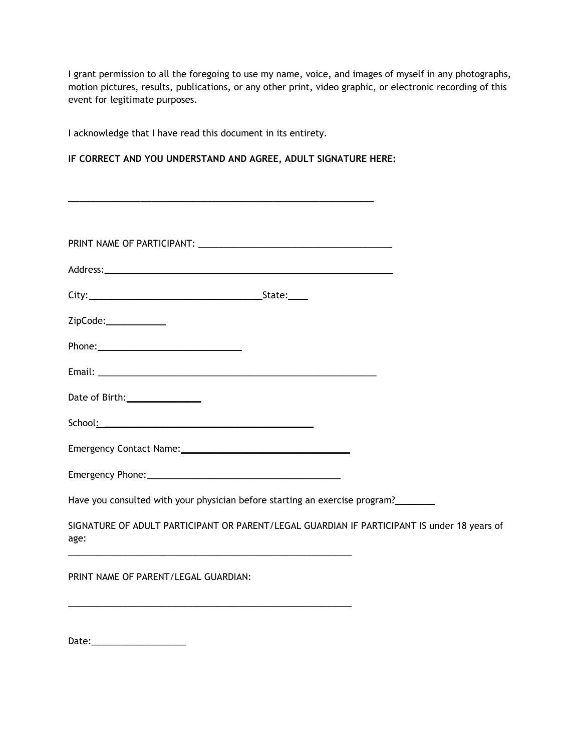I grant permission to all the foregoing to use my name, voice, and images of myself in any photographs, motion pictures, results, publications, or any other print, video graphic, or electronic recording of this event for legitimate purposes.

I acknowledge that I have read this document in its entirety.

**IF CORRECT AND YOU UNDERSTAND AND AGREE, ADULT SIGNATURE HERE:**

_______________________________________________________________

PRINT NAME OF PARTICIPANT: ________________________________________

Address: ___________________________________________________________

City: ____________________________________ State: ____

ZipCode: ____________

Phone: ______________________________

Email: ____________________________________________________________

Date of Birth: _______________

School: ___________________________________________

Emergency Contact Name: ___________________________________

Emergency Phone: ________________________________________

Have you consulted with your physician before starting an exercise program? ________

SIGNATURE OF ADULT PARTICIPANT OR PARENT/LEGAL GUARDIAN IF PARTICIPANT IS under 18 years of age:

_____________________________________________________________

PRINT NAME OF PARENT/LEGAL GUARDIAN:

_____________________________________________________________

Date: ___________________